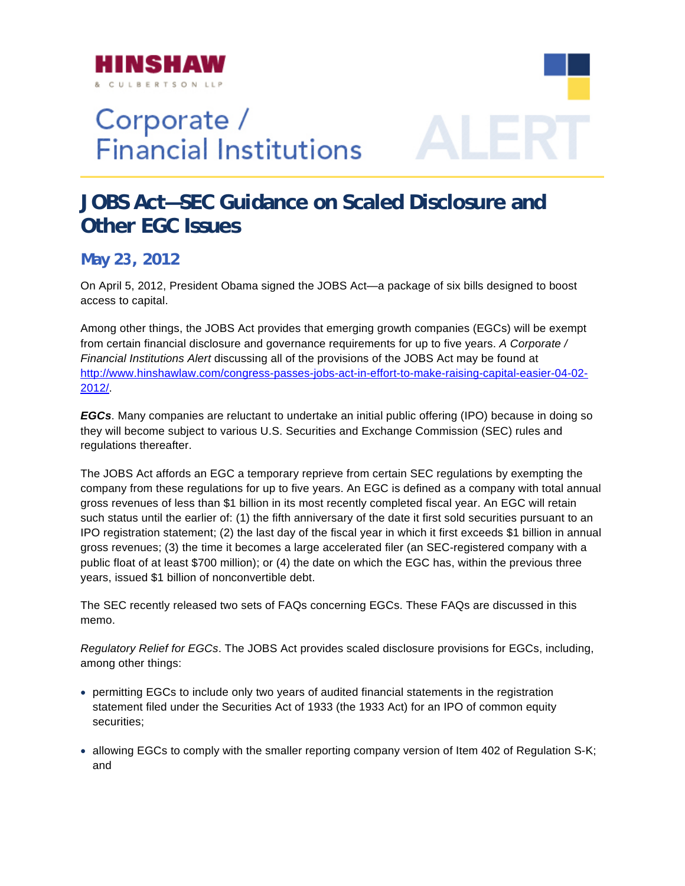HINSHAW & CULBERTSON LLP

Corporate / Financial Institutions

ALERT

# JOBS Act—SEC Guidance on Scaled Disclosure and Other EGC Issues

## May 23, 2012

On April 5, 2012, President Obama signed the JOBS Act—a package of six bills designed to boost access to capital.

Among other things, the JOBS Act provides that emerging growth companies (EGCs) will be exempt from certain financial disclosure and governance requirements for up to five years. *A Corporate / Financial Institutions Alert* discussing all of the provisions of the JOBS Act may be found at http://www.hinshawlaw.com/congress-passes-jobs-act-in-effort-to-make-raising-capital-easier-04-02-2012/.

***EGCs***. Many companies are reluctant to undertake an initial public offering (IPO) because in doing so they will become subject to various U.S. Securities and Exchange Commission (SEC) rules and regulations thereafter.

The JOBS Act affords an EGC a temporary reprieve from certain SEC regulations by exempting the company from these regulations for up to five years. An EGC is defined as a company with total annual gross revenues of less than $1 billion in its most recently completed fiscal year. An EGC will retain such status until the earlier of: (1) the fifth anniversary of the date it first sold securities pursuant to an IPO registration statement; (2) the last day of the fiscal year in which it first exceeds $1 billion in annual gross revenues; (3) the time it becomes a large accelerated filer (an SEC-registered company with a public float of at least $700 million); or (4) the date on which the EGC has, within the previous three years, issued $1 billion of nonconvertible debt.

The SEC recently released two sets of FAQs concerning EGCs. These FAQs are discussed in this memo.

*Regulatory Relief for EGCs*. The JOBS Act provides scaled disclosure provisions for EGCs, including, among other things:

- permitting EGCs to include only two years of audited financial statements in the registration statement filed under the Securities Act of 1933 (the 1933 Act) for an IPO of common equity securities;
- allowing EGCs to comply with the smaller reporting company version of Item 402 of Regulation S-K; and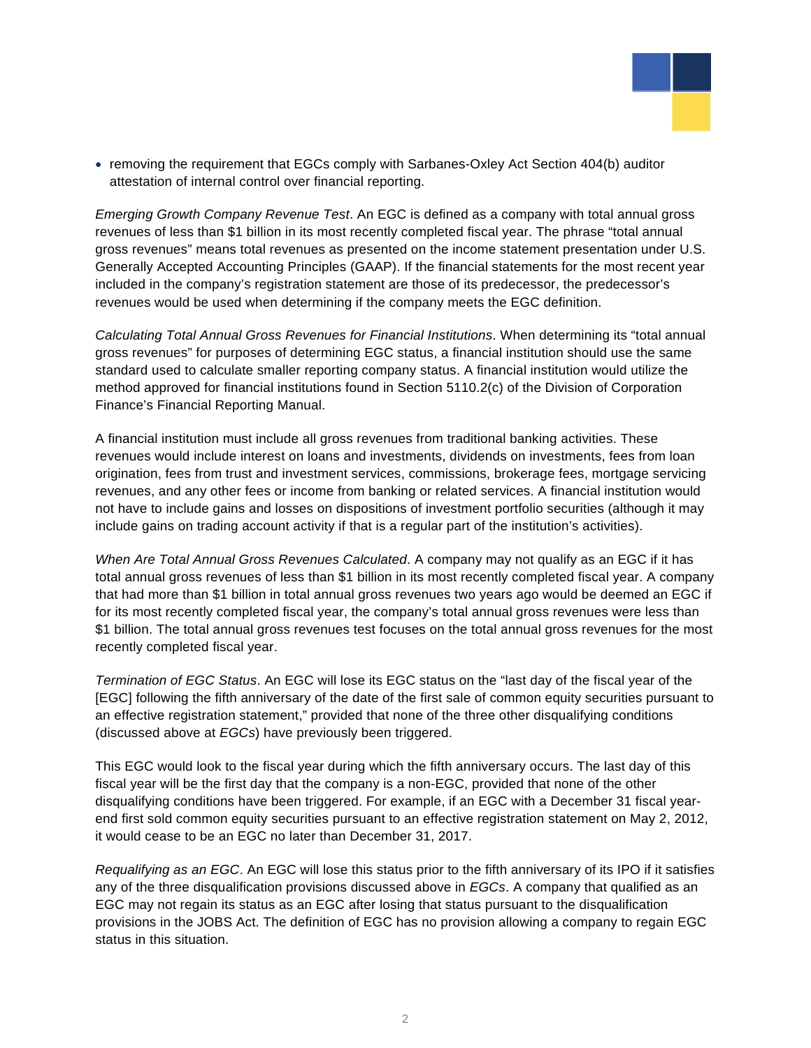- removing the requirement that EGCs comply with Sarbanes-Oxley Act Section 404(b) auditor attestation of internal control over financial reporting.

*Emerging Growth Company Revenue Test*. An EGC is defined as a company with total annual gross revenues of less than $1 billion in its most recently completed fiscal year. The phrase "total annual gross revenues" means total revenues as presented on the income statement presentation under U.S. Generally Accepted Accounting Principles (GAAP). If the financial statements for the most recent year included in the company's registration statement are those of its predecessor, the predecessor's revenues would be used when determining if the company meets the EGC definition.

*Calculating Total Annual Gross Revenues for Financial Institutions*. When determining its "total annual gross revenues" for purposes of determining EGC status, a financial institution should use the same standard used to calculate smaller reporting company status. A financial institution would utilize the method approved for financial institutions found in Section 5110.2(c) of the Division of Corporation Finance's Financial Reporting Manual.

A financial institution must include all gross revenues from traditional banking activities. These revenues would include interest on loans and investments, dividends on investments, fees from loan origination, fees from trust and investment services, commissions, brokerage fees, mortgage servicing revenues, and any other fees or income from banking or related services. A financial institution would not have to include gains and losses on dispositions of investment portfolio securities (although it may include gains on trading account activity if that is a regular part of the institution's activities).

*When Are Total Annual Gross Revenues Calculated*. A company may not qualify as an EGC if it has total annual gross revenues of less than $1 billion in its most recently completed fiscal year. A company that had more than $1 billion in total annual gross revenues two years ago would be deemed an EGC if for its most recently completed fiscal year, the company's total annual gross revenues were less than $1 billion. The total annual gross revenues test focuses on the total annual gross revenues for the most recently completed fiscal year.

*Termination of EGC Status*. An EGC will lose its EGC status on the "last day of the fiscal year of the [EGC] following the fifth anniversary of the date of the first sale of common equity securities pursuant to an effective registration statement," provided that none of the three other disqualifying conditions (discussed above at *EGCs*) have previously been triggered.

This EGC would look to the fiscal year during which the fifth anniversary occurs. The last day of this fiscal year will be the first day that the company is a non-EGC, provided that none of the other disqualifying conditions have been triggered. For example, if an EGC with a December 31 fiscal year-end first sold common equity securities pursuant to an effective registration statement on May 2, 2012, it would cease to be an EGC no later than December 31, 2017.

*Requalifying as an EGC*. An EGC will lose this status prior to the fifth anniversary of its IPO if it satisfies any of the three disqualification provisions discussed above in *EGCs*. A company that qualified as an EGC may not regain its status as an EGC after losing that status pursuant to the disqualification provisions in the JOBS Act. The definition of EGC has no provision allowing a company to regain EGC status in this situation.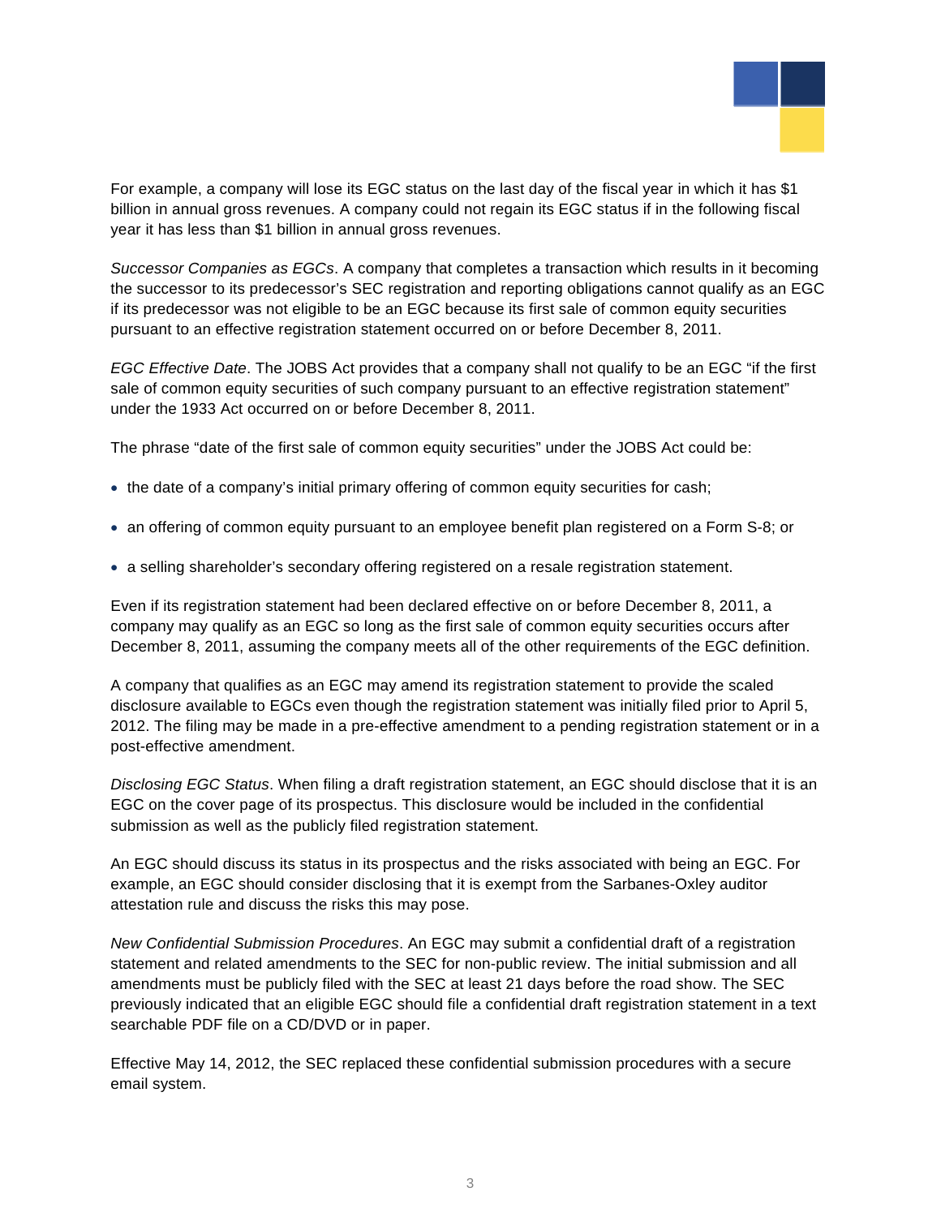For example, a company will lose its EGC status on the last day of the fiscal year in which it has $1 billion in annual gross revenues. A company could not regain its EGC status if in the following fiscal year it has less than $1 billion in annual gross revenues.

*Successor Companies as EGCs*. A company that completes a transaction which results in it becoming the successor to its predecessor's SEC registration and reporting obligations cannot qualify as an EGC if its predecessor was not eligible to be an EGC because its first sale of common equity securities pursuant to an effective registration statement occurred on or before December 8, 2011.

*EGC Effective Date*. The JOBS Act provides that a company shall not qualify to be an EGC "if the first sale of common equity securities of such company pursuant to an effective registration statement" under the 1933 Act occurred on or before December 8, 2011.

The phrase "date of the first sale of common equity securities" under the JOBS Act could be:

- the date of a company's initial primary offering of common equity securities for cash;
- an offering of common equity pursuant to an employee benefit plan registered on a Form S-8; or
- a selling shareholder's secondary offering registered on a resale registration statement.

Even if its registration statement had been declared effective on or before December 8, 2011, a company may qualify as an EGC so long as the first sale of common equity securities occurs after December 8, 2011, assuming the company meets all of the other requirements of the EGC definition.

A company that qualifies as an EGC may amend its registration statement to provide the scaled disclosure available to EGCs even though the registration statement was initially filed prior to April 5, 2012. The filing may be made in a pre-effective amendment to a pending registration statement or in a post-effective amendment.

*Disclosing EGC Status*. When filing a draft registration statement, an EGC should disclose that it is an EGC on the cover page of its prospectus. This disclosure would be included in the confidential submission as well as the publicly filed registration statement.

An EGC should discuss its status in its prospectus and the risks associated with being an EGC. For example, an EGC should consider disclosing that it is exempt from the Sarbanes-Oxley auditor attestation rule and discuss the risks this may pose.

*New Confidential Submission Procedures*. An EGC may submit a confidential draft of a registration statement and related amendments to the SEC for non-public review. The initial submission and all amendments must be publicly filed with the SEC at least 21 days before the road show. The SEC previously indicated that an eligible EGC should file a confidential draft registration statement in a text searchable PDF file on a CD/DVD or in paper.

Effective May 14, 2012, the SEC replaced these confidential submission procedures with a secure email system.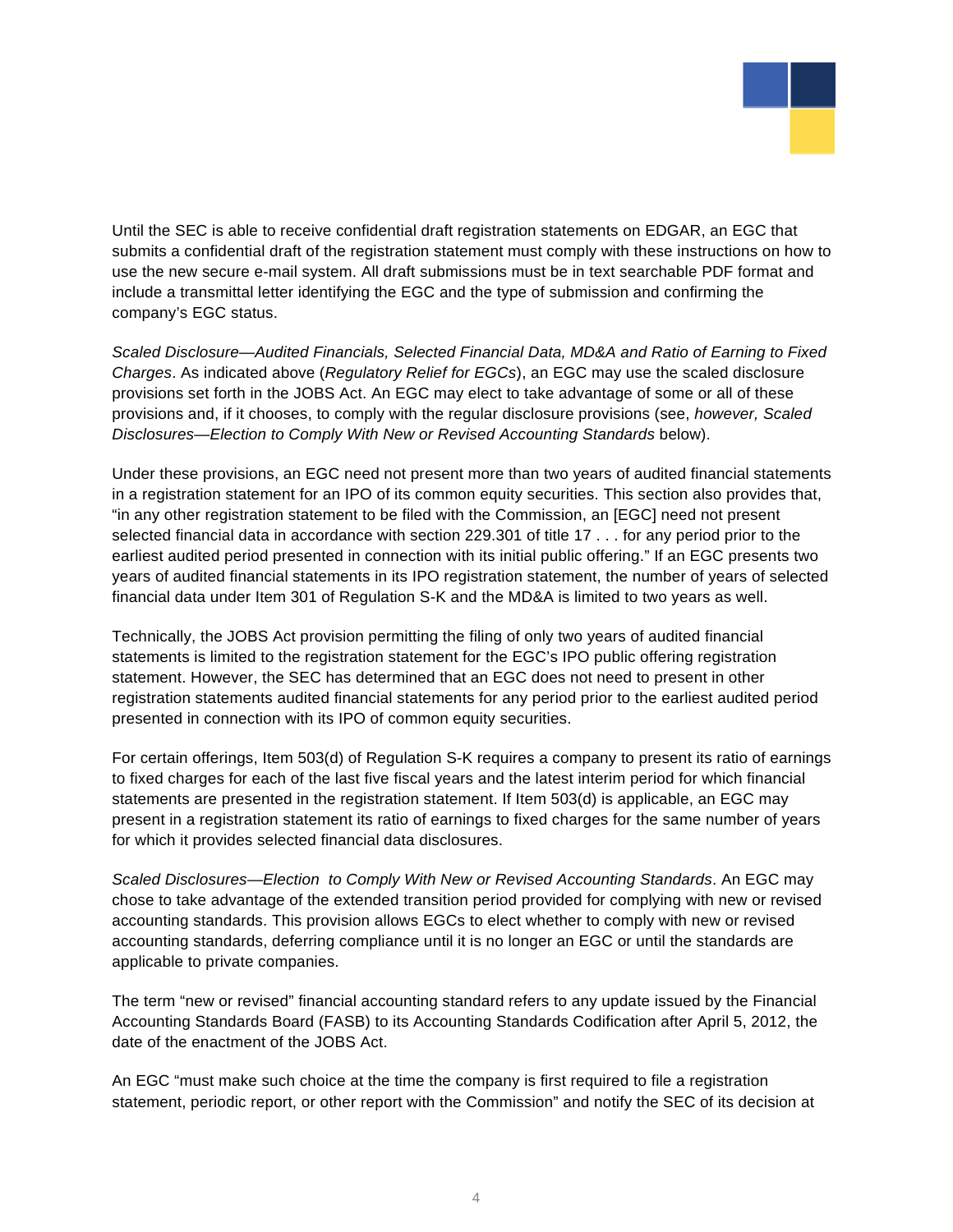Until the SEC is able to receive confidential draft registration statements on EDGAR, an EGC that submits a confidential draft of the registration statement must comply with these instructions on how to use the new secure e-mail system. All draft submissions must be in text searchable PDF format and include a transmittal letter identifying the EGC and the type of submission and confirming the company's EGC status.

*Scaled Disclosure—Audited Financials, Selected Financial Data, MD&A and Ratio of Earning to Fixed Charges*. As indicated above (*Regulatory Relief for EGCs*), an EGC may use the scaled disclosure provisions set forth in the JOBS Act. An EGC may elect to take advantage of some or all of these provisions and, if it chooses, to comply with the regular disclosure provisions (see, *however, Scaled Disclosures—Election to Comply With New or Revised Accounting Standards* below).

Under these provisions, an EGC need not present more than two years of audited financial statements in a registration statement for an IPO of its common equity securities. This section also provides that, "in any other registration statement to be filed with the Commission, an [EGC] need not present selected financial data in accordance with section 229.301 of title 17 . . . for any period prior to the earliest audited period presented in connection with its initial public offering." If an EGC presents two years of audited financial statements in its IPO registration statement, the number of years of selected financial data under Item 301 of Regulation S-K and the MD&A is limited to two years as well.

Technically, the JOBS Act provision permitting the filing of only two years of audited financial statements is limited to the registration statement for the EGC's IPO public offering registration statement. However, the SEC has determined that an EGC does not need to present in other registration statements audited financial statements for any period prior to the earliest audited period presented in connection with its IPO of common equity securities.

For certain offerings, Item 503(d) of Regulation S-K requires a company to present its ratio of earnings to fixed charges for each of the last five fiscal years and the latest interim period for which financial statements are presented in the registration statement. If Item 503(d) is applicable, an EGC may present in a registration statement its ratio of earnings to fixed charges for the same number of years for which it provides selected financial data disclosures.

*Scaled Disclosures—Election to Comply With New or Revised Accounting Standards*. An EGC may chose to take advantage of the extended transition period provided for complying with new or revised accounting standards. This provision allows EGCs to elect whether to comply with new or revised accounting standards, deferring compliance until it is no longer an EGC or until the standards are applicable to private companies.

The term "new or revised" financial accounting standard refers to any update issued by the Financial Accounting Standards Board (FASB) to its Accounting Standards Codification after April 5, 2012, the date of the enactment of the JOBS Act.

An EGC "must make such choice at the time the company is first required to file a registration statement, periodic report, or other report with the Commission" and notify the SEC of its decision at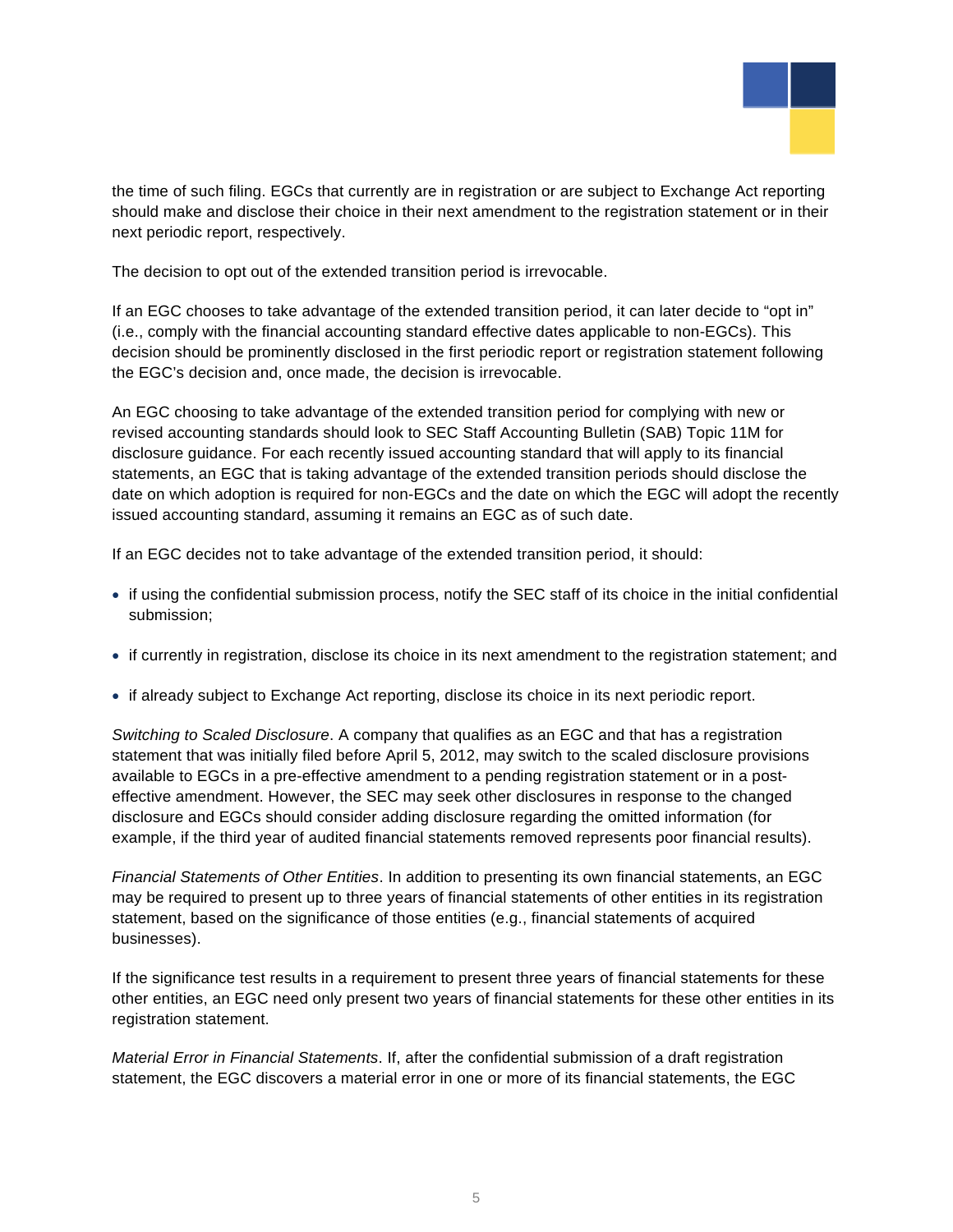the time of such filing. EGCs that currently are in registration or are subject to Exchange Act reporting should make and disclose their choice in their next amendment to the registration statement or in their next periodic report, respectively.

The decision to opt out of the extended transition period is irrevocable.

If an EGC chooses to take advantage of the extended transition period, it can later decide to "opt in" (i.e., comply with the financial accounting standard effective dates applicable to non-EGCs). This decision should be prominently disclosed in the first periodic report or registration statement following the EGC's decision and, once made, the decision is irrevocable.

An EGC choosing to take advantage of the extended transition period for complying with new or revised accounting standards should look to SEC Staff Accounting Bulletin (SAB) Topic 11M for disclosure guidance. For each recently issued accounting standard that will apply to its financial statements, an EGC that is taking advantage of the extended transition periods should disclose the date on which adoption is required for non-EGCs and the date on which the EGC will adopt the recently issued accounting standard, assuming it remains an EGC as of such date.

If an EGC decides not to take advantage of the extended transition period, it should:

- if using the confidential submission process, notify the SEC staff of its choice in the initial confidential submission;
- if currently in registration, disclose its choice in its next amendment to the registration statement; and
- if already subject to Exchange Act reporting, disclose its choice in its next periodic report.

*Switching to Scaled Disclosure*. A company that qualifies as an EGC and that has a registration statement that was initially filed before April 5, 2012, may switch to the scaled disclosure provisions available to EGCs in a pre-effective amendment to a pending registration statement or in a post-effective amendment. However, the SEC may seek other disclosures in response to the changed disclosure and EGCs should consider adding disclosure regarding the omitted information (for example, if the third year of audited financial statements removed represents poor financial results).

*Financial Statements of Other Entities*. In addition to presenting its own financial statements, an EGC may be required to present up to three years of financial statements of other entities in its registration statement, based on the significance of those entities (e.g., financial statements of acquired businesses).

If the significance test results in a requirement to present three years of financial statements for these other entities, an EGC need only present two years of financial statements for these other entities in its registration statement.

*Material Error in Financial Statements*. If, after the confidential submission of a draft registration statement, the EGC discovers a material error in one or more of its financial statements, the EGC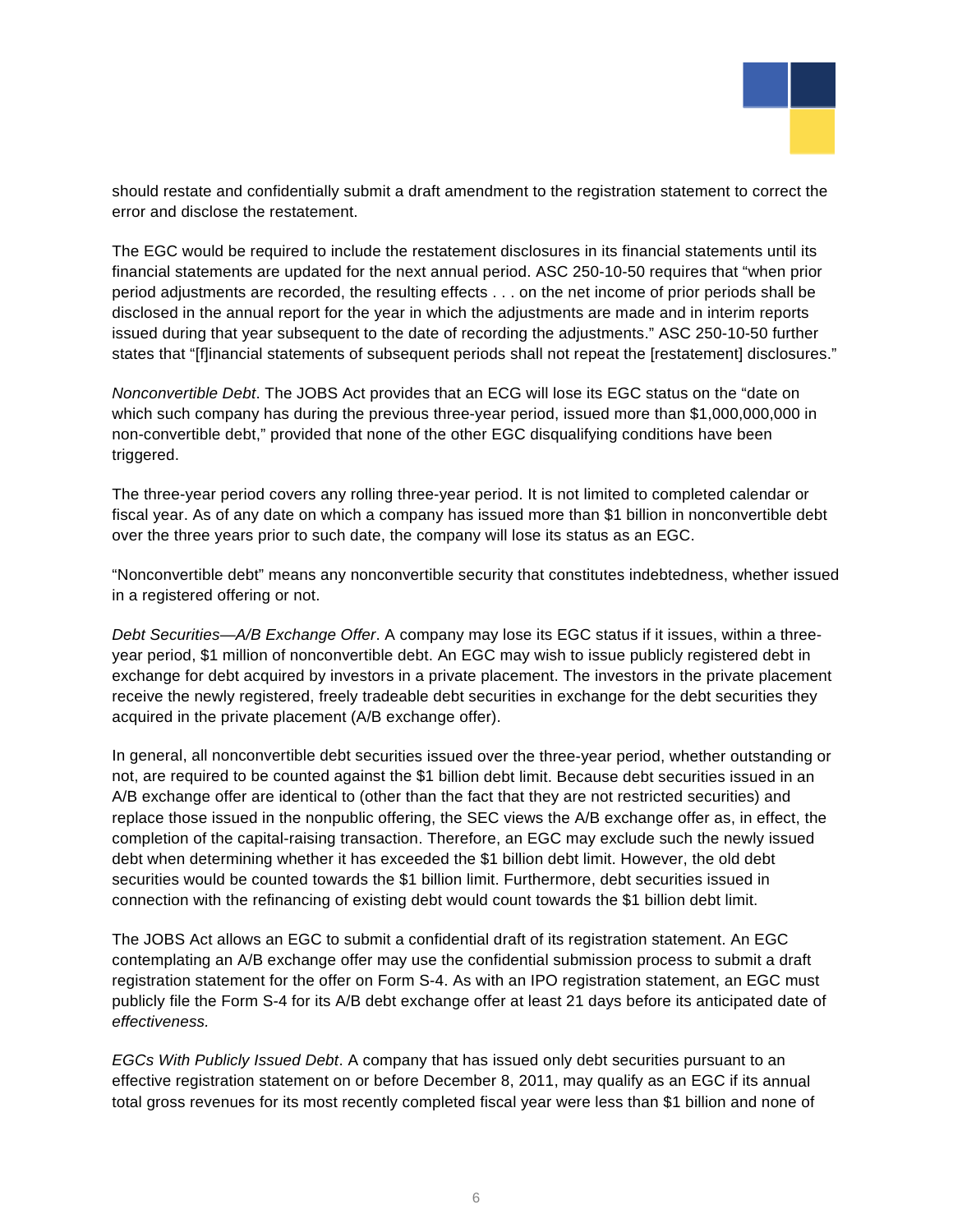should restate and confidentially submit a draft amendment to the registration statement to correct the error and disclose the restatement.

The EGC would be required to include the restatement disclosures in its financial statements until its financial statements are updated for the next annual period. ASC 250-10-50 requires that "when prior period adjustments are recorded, the resulting effects . . . on the net income of prior periods shall be disclosed in the annual report for the year in which the adjustments are made and in interim reports issued during that year subsequent to the date of recording the adjustments." ASC 250-10-50 further states that "[f]inancial statements of subsequent periods shall not repeat the [restatement] disclosures."

*Nonconvertible Debt*. The JOBS Act provides that an ECG will lose its EGC status on the "date on which such company has during the previous three-year period, issued more than $1,000,000,000 in non-convertible debt," provided that none of the other EGC disqualifying conditions have been triggered.

The three-year period covers any rolling three-year period. It is not limited to completed calendar or fiscal year. As of any date on which a company has issued more than $1 billion in nonconvertible debt over the three years prior to such date, the company will lose its status as an EGC.

"Nonconvertible debt" means any nonconvertible security that constitutes indebtedness, whether issued in a registered offering or not.

*Debt Securities—A/B Exchange Offer*. A company may lose its EGC status if it issues, within a three-year period, $1 million of nonconvertible debt. An EGC may wish to issue publicly registered debt in exchange for debt acquired by investors in a private placement. The investors in the private placement receive the newly registered, freely tradeable debt securities in exchange for the debt securities they acquired in the private placement (A/B exchange offer).

In general, all nonconvertible debt securities issued over the three-year period, whether outstanding or not, are required to be counted against the $1 billion debt limit. Because debt securities issued in an A/B exchange offer are identical to (other than the fact that they are not restricted securities) and replace those issued in the nonpublic offering, the SEC views the A/B exchange offer as, in effect, the completion of the capital-raising transaction. Therefore, an EGC may exclude such the newly issued debt when determining whether it has exceeded the $1 billion debt limit. However, the old debt securities would be counted towards the $1 billion limit. Furthermore, debt securities issued in connection with the refinancing of existing debt would count towards the $1 billion debt limit.

The JOBS Act allows an EGC to submit a confidential draft of its registration statement. An EGC contemplating an A/B exchange offer may use the confidential submission process to submit a draft registration statement for the offer on Form S-4. As with an IPO registration statement, an EGC must publicly file the Form S-4 for its A/B debt exchange offer at least 21 days before its anticipated date of *effectiveness.*

*EGCs With Publicly Issued Debt*. A company that has issued only debt securities pursuant to an effective registration statement on or before December 8, 2011, may qualify as an EGC if its annual total gross revenues for its most recently completed fiscal year were less than $1 billion and none of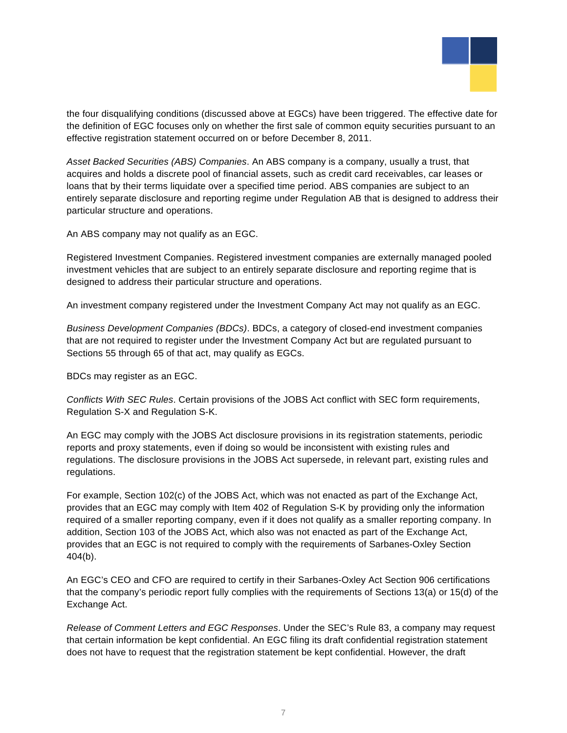the four disqualifying conditions (discussed above at EGCs) have been triggered. The effective date for the definition of EGC focuses only on whether the first sale of common equity securities pursuant to an effective registration statement occurred on or before December 8, 2011.

*Asset Backed Securities (ABS) Companies*. An ABS company is a company, usually a trust, that acquires and holds a discrete pool of financial assets, such as credit card receivables, car leases or loans that by their terms liquidate over a specified time period. ABS companies are subject to an entirely separate disclosure and reporting regime under Regulation AB that is designed to address their particular structure and operations.

An ABS company may not qualify as an EGC.

Registered Investment Companies. Registered investment companies are externally managed pooled investment vehicles that are subject to an entirely separate disclosure and reporting regime that is designed to address their particular structure and operations.

An investment company registered under the Investment Company Act may not qualify as an EGC.

*Business Development Companies (BDCs)*. BDCs, a category of closed-end investment companies that are not required to register under the Investment Company Act but are regulated pursuant to Sections 55 through 65 of that act, may qualify as EGCs.

BDCs may register as an EGC.

*Conflicts With SEC Rules*. Certain provisions of the JOBS Act conflict with SEC form requirements, Regulation S-X and Regulation S-K.

An EGC may comply with the JOBS Act disclosure provisions in its registration statements, periodic reports and proxy statements, even if doing so would be inconsistent with existing rules and regulations. The disclosure provisions in the JOBS Act supersede, in relevant part, existing rules and regulations.

For example, Section 102(c) of the JOBS Act, which was not enacted as part of the Exchange Act, provides that an EGC may comply with Item 402 of Regulation S-K by providing only the information required of a smaller reporting company, even if it does not qualify as a smaller reporting company. In addition, Section 103 of the JOBS Act, which also was not enacted as part of the Exchange Act, provides that an EGC is not required to comply with the requirements of Sarbanes-Oxley Section 404(b).

An EGC's CEO and CFO are required to certify in their Sarbanes-Oxley Act Section 906 certifications that the company's periodic report fully complies with the requirements of Sections 13(a) or 15(d) of the Exchange Act.

*Release of Comment Letters and EGC Responses*. Under the SEC's Rule 83, a company may request that certain information be kept confidential. An EGC filing its draft confidential registration statement does not have to request that the registration statement be kept confidential. However, the draft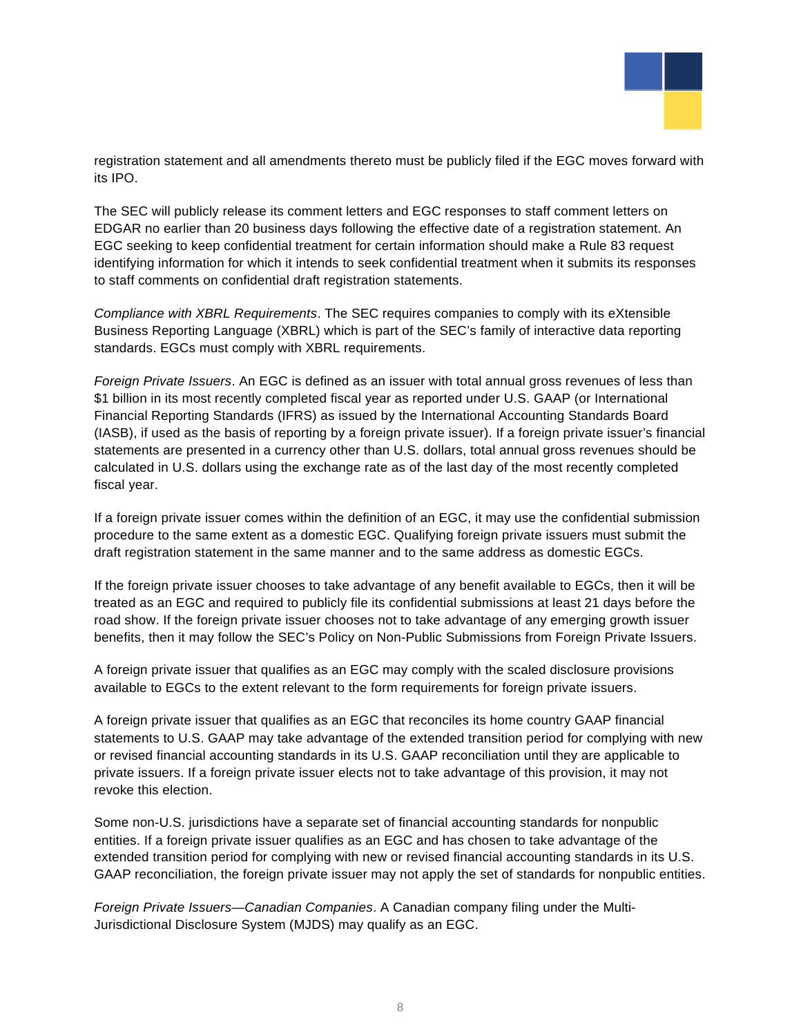registration statement and all amendments thereto must be publicly filed if the EGC moves forward with its IPO.

The SEC will publicly release its comment letters and EGC responses to staff comment letters on EDGAR no earlier than 20 business days following the effective date of a registration statement. An EGC seeking to keep confidential treatment for certain information should make a Rule 83 request identifying information for which it intends to seek confidential treatment when it submits its responses to staff comments on confidential draft registration statements.

*Compliance with XBRL Requirements*. The SEC requires companies to comply with its eXtensible Business Reporting Language (XBRL) which is part of the SEC's family of interactive data reporting standards. EGCs must comply with XBRL requirements.

*Foreign Private Issuers*. An EGC is defined as an issuer with total annual gross revenues of less than $1 billion in its most recently completed fiscal year as reported under U.S. GAAP (or International Financial Reporting Standards (IFRS) as issued by the International Accounting Standards Board (IASB), if used as the basis of reporting by a foreign private issuer). If a foreign private issuer's financial statements are presented in a currency other than U.S. dollars, total annual gross revenues should be calculated in U.S. dollars using the exchange rate as of the last day of the most recently completed fiscal year.

If a foreign private issuer comes within the definition of an EGC, it may use the confidential submission procedure to the same extent as a domestic EGC. Qualifying foreign private issuers must submit the draft registration statement in the same manner and to the same address as domestic EGCs.

If the foreign private issuer chooses to take advantage of any benefit available to EGCs, then it will be treated as an EGC and required to publicly file its confidential submissions at least 21 days before the road show. If the foreign private issuer chooses not to take advantage of any emerging growth issuer benefits, then it may follow the SEC's Policy on Non-Public Submissions from Foreign Private Issuers.

A foreign private issuer that qualifies as an EGC may comply with the scaled disclosure provisions available to EGCs to the extent relevant to the form requirements for foreign private issuers.

A foreign private issuer that qualifies as an EGC that reconciles its home country GAAP financial statements to U.S. GAAP may take advantage of the extended transition period for complying with new or revised financial accounting standards in its U.S. GAAP reconciliation until they are applicable to private issuers. If a foreign private issuer elects not to take advantage of this provision, it may not revoke this election.

Some non-U.S. jurisdictions have a separate set of financial accounting standards for nonpublic entities. If a foreign private issuer qualifies as an EGC and has chosen to take advantage of the extended transition period for complying with new or revised financial accounting standards in its U.S. GAAP reconciliation, the foreign private issuer may not apply the set of standards for nonpublic entities.

*Foreign Private Issuers—Canadian Companies*. A Canadian company filing under the Multi-Jurisdictional Disclosure System (MJDS) may qualify as an EGC.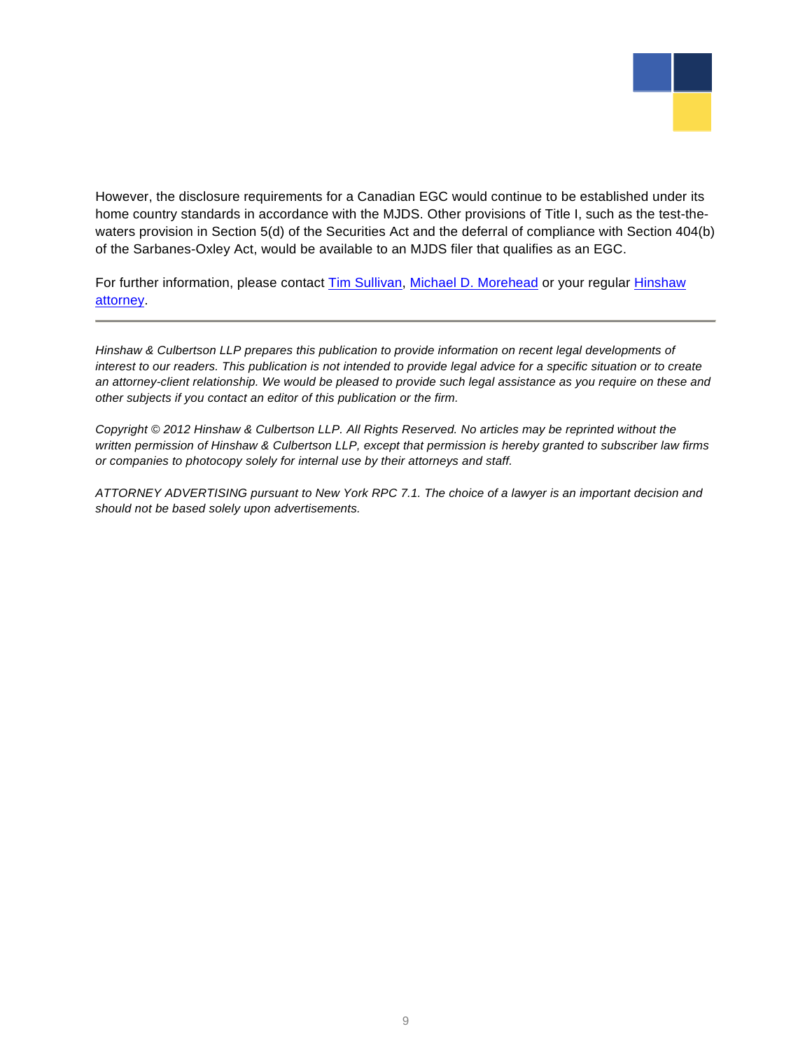However, the disclosure requirements for a Canadian EGC would continue to be established under its home country standards in accordance with the MJDS. Other provisions of Title I, such as the test-the-waters provision in Section 5(d) of the Securities Act and the deferral of compliance with Section 404(b) of the Sarbanes-Oxley Act, would be available to an MJDS filer that qualifies as an EGC.

For further information, please contact Tim Sullivan, Michael D. Morehead or your regular Hinshaw attorney.

---

*Hinshaw & Culbertson LLP prepares this publication to provide information on recent legal developments of interest to our readers. This publication is not intended to provide legal advice for a specific situation or to create an attorney-client relationship. We would be pleased to provide such legal assistance as you require on these and other subjects if you contact an editor of this publication or the firm.*

*Copyright © 2012 Hinshaw & Culbertson LLP. All Rights Reserved. No articles may be reprinted without the written permission of Hinshaw & Culbertson LLP, except that permission is hereby granted to subscriber law firms or companies to photocopy solely for internal use by their attorneys and staff.*

*ATTORNEY ADVERTISING pursuant to New York RPC 7.1. The choice of a lawyer is an important decision and should not be based solely upon advertisements.*